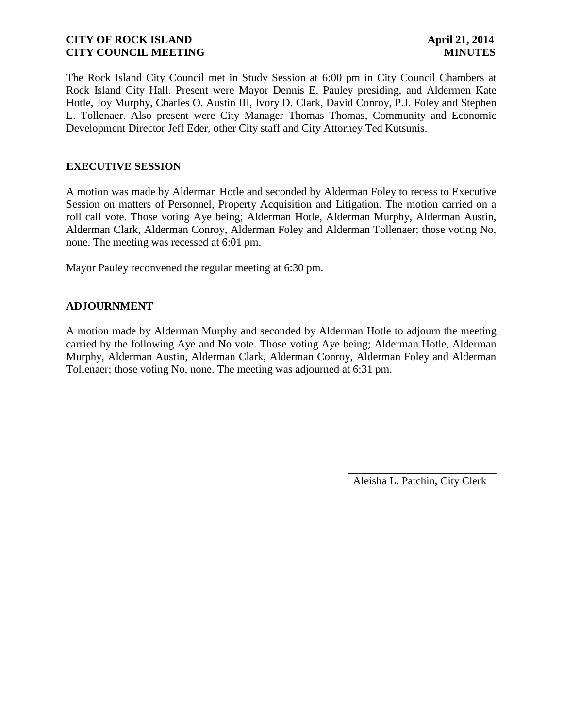**CITY OF ROCK ISLAND** **April 21, 2014**
**CITY COUNCIL MEETING** **MINUTES**

The Rock Island City Council met in Study Session at 6:00 pm in City Council Chambers at Rock Island City Hall. Present were Mayor Dennis E. Pauley presiding, and Aldermen Kate Hotle, Joy Murphy, Charles O. Austin III, Ivory D. Clark, David Conroy, P.J. Foley and Stephen L. Tollenaer. Also present were City Manager Thomas Thomas, Community and Economic Development Director Jeff Eder, other City staff and City Attorney Ted Kutsunis.

## EXECUTIVE SESSION

A motion was made by Alderman Hotle and seconded by Alderman Foley to recess to Executive Session on matters of Personnel, Property Acquisition and Litigation. The motion carried on a roll call vote. Those voting Aye being; Alderman Hotle, Alderman Murphy, Alderman Austin, Alderman Clark, Alderman Conroy, Alderman Foley and Alderman Tollenaer; those voting No, none. The meeting was recessed at 6:01 pm.

Mayor Pauley reconvened the regular meeting at 6:30 pm.

## ADJOURNMENT

A motion made by Alderman Murphy and seconded by Alderman Hotle to adjourn the meeting carried by the following Aye and No vote. Those voting Aye being; Alderman Hotle, Alderman Murphy, Alderman Austin, Alderman Clark, Alderman Conroy, Alderman Foley and Alderman Tollenaer; those voting No, none. The meeting was adjourned at 6:31 pm.

\_\_\_\_\_\_\_\_\_\_\_\_\_\_\_\_\_\_\_\_\_\_\_\_\_\_\_\_
Aleisha L. Patchin, City Clerk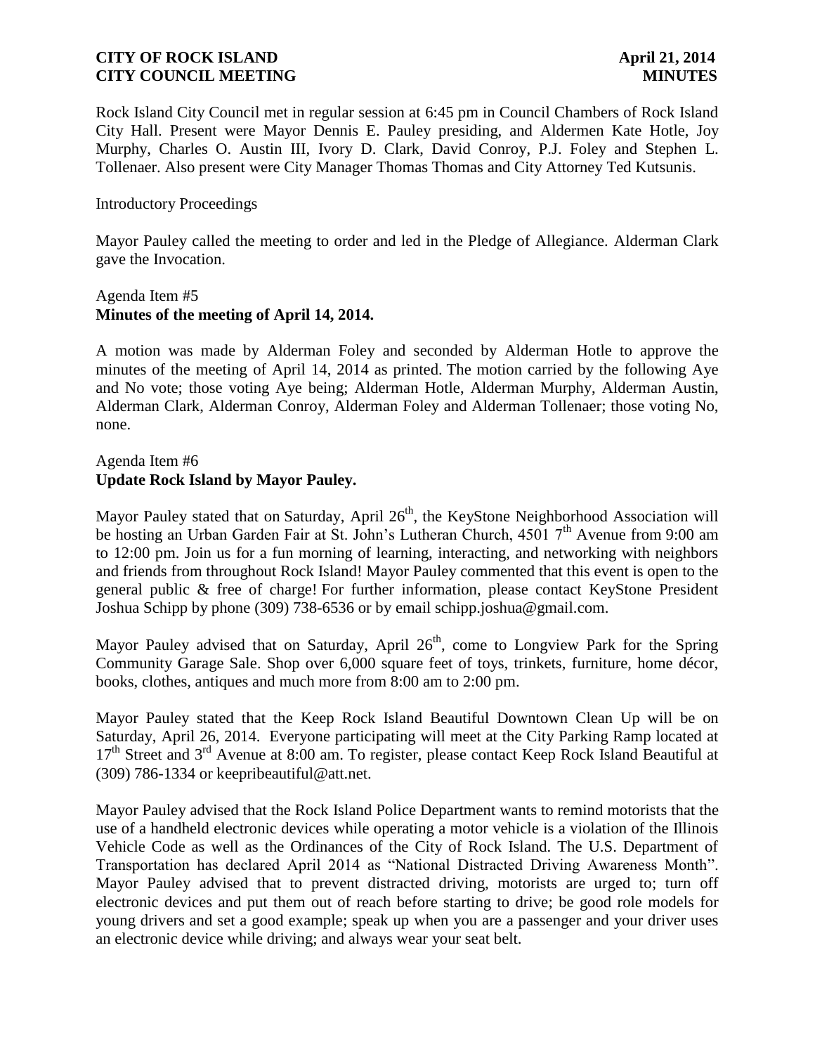Rock Island City Council met in regular session at 6:45 pm in Council Chambers of Rock Island City Hall. Present were Mayor Dennis E. Pauley presiding, and Aldermen Kate Hotle, Joy Murphy, Charles O. Austin III, Ivory D. Clark, David Conroy, P.J. Foley and Stephen L. Tollenaer. Also present were City Manager Thomas Thomas and City Attorney Ted Kutsunis.

Introductory Proceedings

Mayor Pauley called the meeting to order and led in the Pledge of Allegiance. Alderman Clark gave the Invocation.

Agenda Item #5
**Minutes of the meeting of April 14, 2014.**

A motion was made by Alderman Foley and seconded by Alderman Hotle to approve the minutes of the meeting of April 14, 2014 as printed. The motion carried by the following Aye and No vote; those voting Aye being; Alderman Hotle, Alderman Murphy, Alderman Austin, Alderman Clark, Alderman Conroy, Alderman Foley and Alderman Tollenaer; those voting No, none.

Agenda Item #6
**Update Rock Island by Mayor Pauley.**

Mayor Pauley stated that on Saturday, April 26th, the KeyStone Neighborhood Association will be hosting an Urban Garden Fair at St. John's Lutheran Church, 4501 7th Avenue from 9:00 am to 12:00 pm. Join us for a fun morning of learning, interacting, and networking with neighbors and friends from throughout Rock Island! Mayor Pauley commented that this event is open to the general public & free of charge! For further information, please contact KeyStone President Joshua Schipp by phone (309) 738-6536 or by email schipp.joshua@gmail.com.

Mayor Pauley advised that on Saturday, April 26th, come to Longview Park for the Spring Community Garage Sale. Shop over 6,000 square feet of toys, trinkets, furniture, home décor, books, clothes, antiques and much more from 8:00 am to 2:00 pm.

Mayor Pauley stated that the Keep Rock Island Beautiful Downtown Clean Up will be on Saturday, April 26, 2014. Everyone participating will meet at the City Parking Ramp located at 17th Street and 3rd Avenue at 8:00 am. To register, please contact Keep Rock Island Beautiful at (309) 786-1334 or keepribeautiful@att.net.

Mayor Pauley advised that the Rock Island Police Department wants to remind motorists that the use of a handheld electronic devices while operating a motor vehicle is a violation of the Illinois Vehicle Code as well as the Ordinances of the City of Rock Island. The U.S. Department of Transportation has declared April 2014 as "National Distracted Driving Awareness Month". Mayor Pauley advised that to prevent distracted driving, motorists are urged to; turn off electronic devices and put them out of reach before starting to drive; be good role models for young drivers and set a good example; speak up when you are a passenger and your driver uses an electronic device while driving; and always wear your seat belt.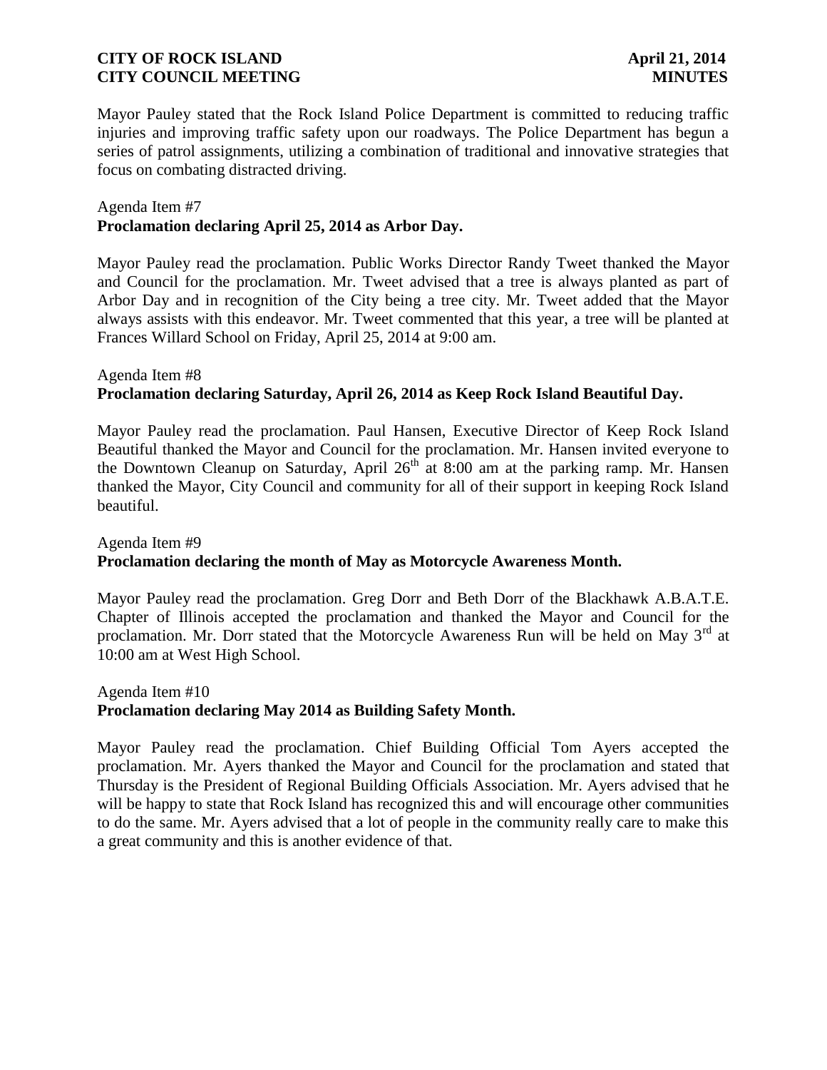Mayor Pauley stated that the Rock Island Police Department is committed to reducing traffic injuries and improving traffic safety upon our roadways. The Police Department has begun a series of patrol assignments, utilizing a combination of traditional and innovative strategies that focus on combating distracted driving.

Agenda Item #7
**Proclamation declaring April 25, 2014 as Arbor Day.**

Mayor Pauley read the proclamation. Public Works Director Randy Tweet thanked the Mayor and Council for the proclamation. Mr. Tweet advised that a tree is always planted as part of Arbor Day and in recognition of the City being a tree city. Mr. Tweet added that the Mayor always assists with this endeavor. Mr. Tweet commented that this year, a tree will be planted at Frances Willard School on Friday, April 25, 2014 at 9:00 am.

Agenda Item #8
**Proclamation declaring Saturday, April 26, 2014 as Keep Rock Island Beautiful Day.**

Mayor Pauley read the proclamation. Paul Hansen, Executive Director of Keep Rock Island Beautiful thanked the Mayor and Council for the proclamation. Mr. Hansen invited everyone to the Downtown Cleanup on Saturday, April 26th at 8:00 am at the parking ramp. Mr. Hansen thanked the Mayor, City Council and community for all of their support in keeping Rock Island beautiful.

Agenda Item #9
**Proclamation declaring the month of May as Motorcycle Awareness Month.**

Mayor Pauley read the proclamation. Greg Dorr and Beth Dorr of the Blackhawk A.B.A.T.E. Chapter of Illinois accepted the proclamation and thanked the Mayor and Council for the proclamation. Mr. Dorr stated that the Motorcycle Awareness Run will be held on May 3rd at 10:00 am at West High School.

Agenda Item #10
**Proclamation declaring May 2014 as Building Safety Month.**

Mayor Pauley read the proclamation. Chief Building Official Tom Ayers accepted the proclamation. Mr. Ayers thanked the Mayor and Council for the proclamation and stated that Thursday is the President of Regional Building Officials Association. Mr. Ayers advised that he will be happy to state that Rock Island has recognized this and will encourage other communities to do the same. Mr. Ayers advised that a lot of people in the community really care to make this a great community and this is another evidence of that.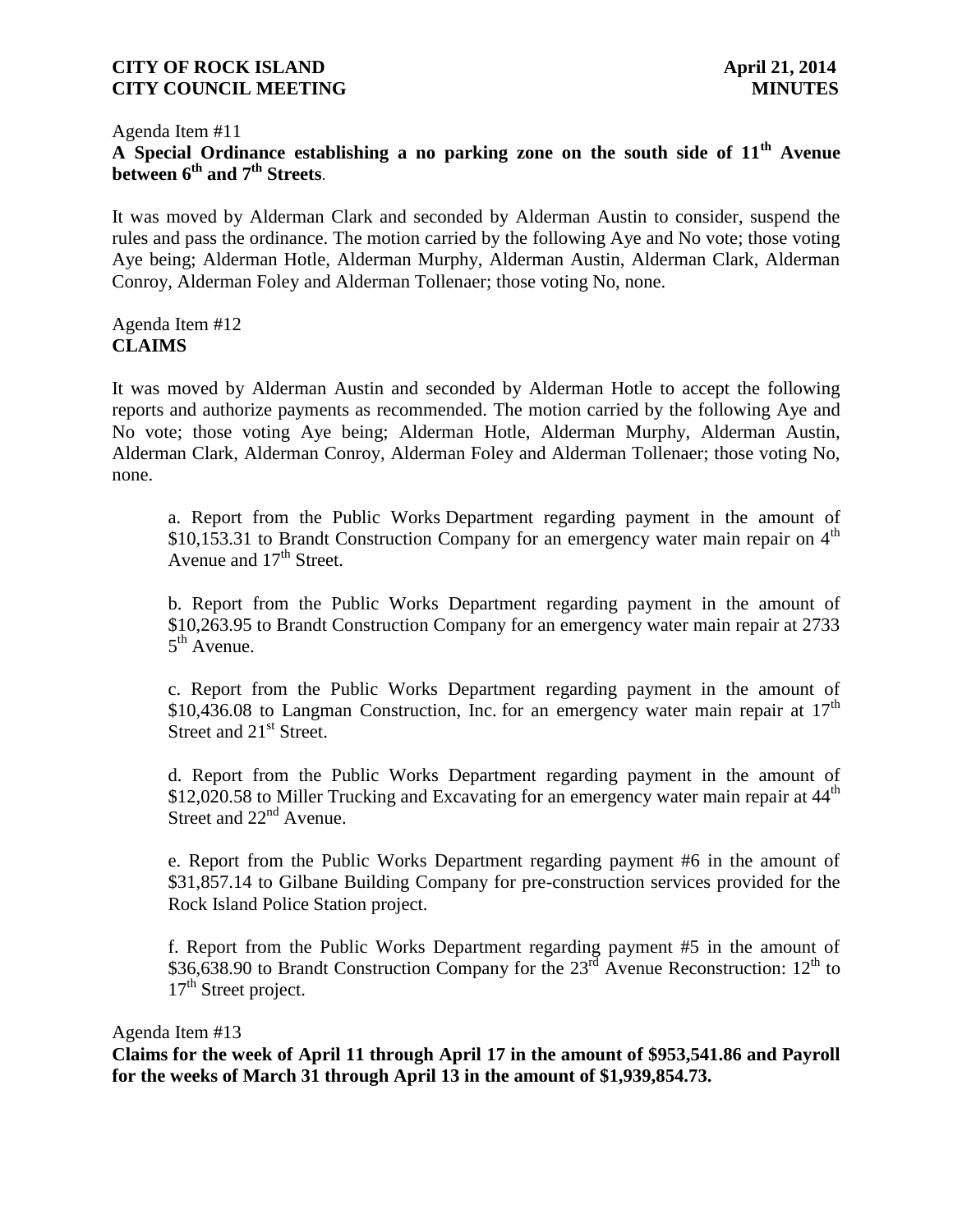Agenda Item #11

**A Special Ordinance establishing a no parking zone on the south side of 11th Avenue between 6th and 7th Streets**.

It was moved by Alderman Clark and seconded by Alderman Austin to consider, suspend the rules and pass the ordinance. The motion carried by the following Aye and No vote; those voting Aye being; Alderman Hotle, Alderman Murphy, Alderman Austin, Alderman Clark, Alderman Conroy, Alderman Foley and Alderman Tollenaer; those voting No, none.

Agenda Item #12

**CLAIMS**

It was moved by Alderman Austin and seconded by Alderman Hotle to accept the following reports and authorize payments as recommended. The motion carried by the following Aye and No vote; those voting Aye being; Alderman Hotle, Alderman Murphy, Alderman Austin, Alderman Clark, Alderman Conroy, Alderman Foley and Alderman Tollenaer; those voting No, none.

a. Report from the Public Works Department regarding payment in the amount of $10,153.31 to Brandt Construction Company for an emergency water main repair on 4th Avenue and 17th Street.

b. Report from the Public Works Department regarding payment in the amount of $10,263.95 to Brandt Construction Company for an emergency water main repair at 2733 5th Avenue.

c. Report from the Public Works Department regarding payment in the amount of $10,436.08 to Langman Construction, Inc. for an emergency water main repair at 17th Street and 21st Street.

d. Report from the Public Works Department regarding payment in the amount of $12,020.58 to Miller Trucking and Excavating for an emergency water main repair at 44th Street and 22nd Avenue.

e. Report from the Public Works Department regarding payment #6 in the amount of $31,857.14 to Gilbane Building Company for pre-construction services provided for the Rock Island Police Station project.

f. Report from the Public Works Department regarding payment #5 in the amount of $36,638.90 to Brandt Construction Company for the 23rd Avenue Reconstruction: 12th to 17th Street project.

Agenda Item #13

**Claims for the week of April 11 through April 17 in the amount of $953,541.86 and Payroll for the weeks of March 31 through April 13 in the amount of $1,939,854.73.**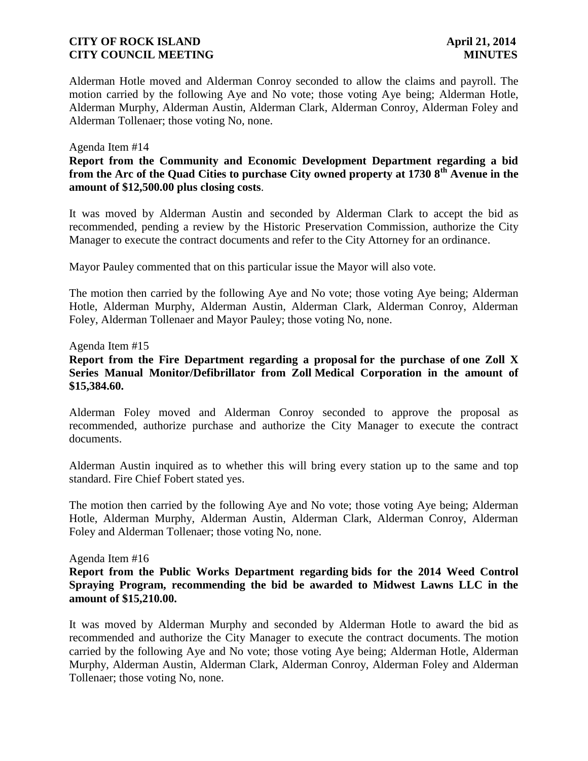Alderman Hotle moved and Alderman Conroy seconded to allow the claims and payroll. The motion carried by the following Aye and No vote; those voting Aye being; Alderman Hotle, Alderman Murphy, Alderman Austin, Alderman Clark, Alderman Conroy, Alderman Foley and Alderman Tollenaer; those voting No, none.

Agenda Item #14

**Report from the Community and Economic Development Department regarding a bid from the Arc of the Quad Cities to purchase City owned property at 1730 8th Avenue in the amount of $12,500.00 plus closing costs**.

It was moved by Alderman Austin and seconded by Alderman Clark to accept the bid as recommended, pending a review by the Historic Preservation Commission, authorize the City Manager to execute the contract documents and refer to the City Attorney for an ordinance.

Mayor Pauley commented that on this particular issue the Mayor will also vote.

The motion then carried by the following Aye and No vote; those voting Aye being; Alderman Hotle, Alderman Murphy, Alderman Austin, Alderman Clark, Alderman Conroy, Alderman Foley, Alderman Tollenaer and Mayor Pauley; those voting No, none.

Agenda Item #15

**Report from the Fire Department regarding a proposal for the purchase of one Zoll X Series Manual Monitor/Defibrillator from Zoll Medical Corporation in the amount of $15,384.60.**

Alderman Foley moved and Alderman Conroy seconded to approve the proposal as recommended, authorize purchase and authorize the City Manager to execute the contract documents.

Alderman Austin inquired as to whether this will bring every station up to the same and top standard. Fire Chief Fobert stated yes.

The motion then carried by the following Aye and No vote; those voting Aye being; Alderman Hotle, Alderman Murphy, Alderman Austin, Alderman Clark, Alderman Conroy, Alderman Foley and Alderman Tollenaer; those voting No, none.

Agenda Item #16

**Report from the Public Works Department regarding bids for the 2014 Weed Control Spraying Program, recommending the bid be awarded to Midwest Lawns LLC in the amount of $15,210.00.**

It was moved by Alderman Murphy and seconded by Alderman Hotle to award the bid as recommended and authorize the City Manager to execute the contract documents. The motion carried by the following Aye and No vote; those voting Aye being; Alderman Hotle, Alderman Murphy, Alderman Austin, Alderman Clark, Alderman Conroy, Alderman Foley and Alderman Tollenaer; those voting No, none.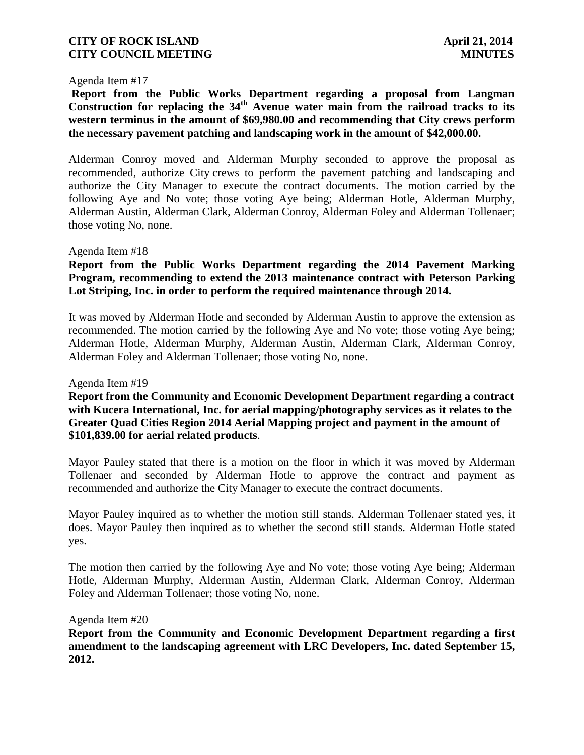Agenda Item #17

**Report from the Public Works Department regarding a proposal from Langman Construction for replacing the 34th Avenue water main from the railroad tracks to its western terminus in the amount of $69,980.00 and recommending that City crews perform the necessary pavement patching and landscaping work in the amount of $42,000.00.**

Alderman Conroy moved and Alderman Murphy seconded to approve the proposal as recommended, authorize City crews to perform the pavement patching and landscaping and authorize the City Manager to execute the contract documents. The motion carried by the following Aye and No vote; those voting Aye being; Alderman Hotle, Alderman Murphy, Alderman Austin, Alderman Clark, Alderman Conroy, Alderman Foley and Alderman Tollenaer; those voting No, none.

Agenda Item #18

**Report from the Public Works Department regarding the 2014 Pavement Marking Program, recommending to extend the 2013 maintenance contract with Peterson Parking Lot Striping, Inc. in order to perform the required maintenance through 2014.**

It was moved by Alderman Hotle and seconded by Alderman Austin to approve the extension as recommended. The motion carried by the following Aye and No vote; those voting Aye being; Alderman Hotle, Alderman Murphy, Alderman Austin, Alderman Clark, Alderman Conroy, Alderman Foley and Alderman Tollenaer; those voting No, none.

Agenda Item #19

**Report from the Community and Economic Development Department regarding a contract with Kucera International, Inc. for aerial mapping/photography services as it relates to the Greater Quad Cities Region 2014 Aerial Mapping project and payment in the amount of $101,839.00 for aerial related products**.

Mayor Pauley stated that there is a motion on the floor in which it was moved by Alderman Tollenaer and seconded by Alderman Hotle to approve the contract and payment as recommended and authorize the City Manager to execute the contract documents.

Mayor Pauley inquired as to whether the motion still stands. Alderman Tollenaer stated yes, it does. Mayor Pauley then inquired as to whether the second still stands. Alderman Hotle stated yes.

The motion then carried by the following Aye and No vote; those voting Aye being; Alderman Hotle, Alderman Murphy, Alderman Austin, Alderman Clark, Alderman Conroy, Alderman Foley and Alderman Tollenaer; those voting No, none.

Agenda Item #20

**Report from the Community and Economic Development Department regarding a first amendment to the landscaping agreement with LRC Developers, Inc. dated September 15, 2012.**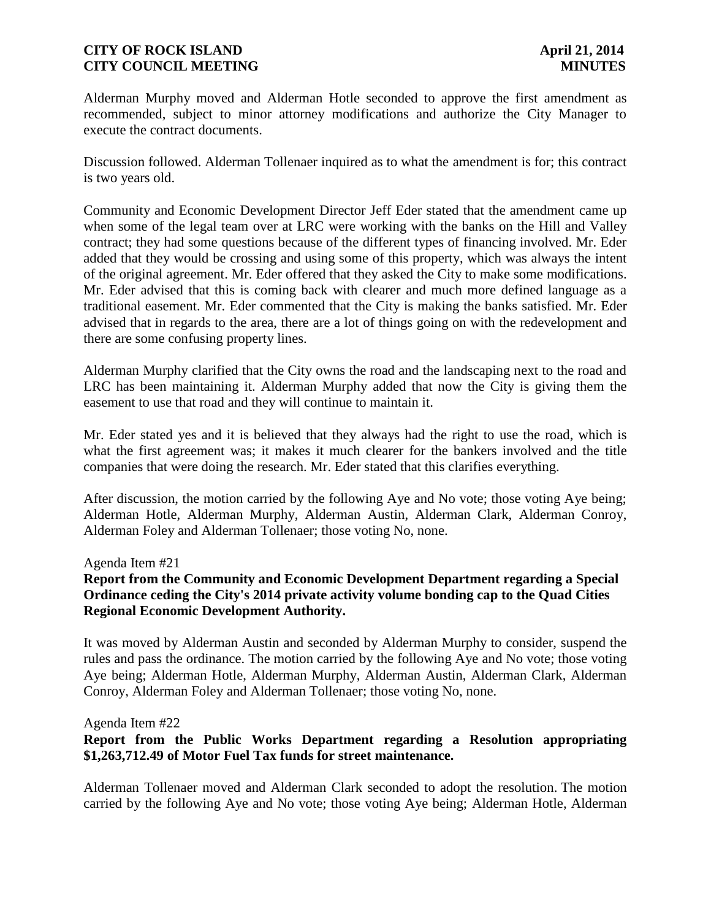Alderman Murphy moved and Alderman Hotle seconded to approve the first amendment as recommended, subject to minor attorney modifications and authorize the City Manager to execute the contract documents.

Discussion followed. Alderman Tollenaer inquired as to what the amendment is for; this contract is two years old.

Community and Economic Development Director Jeff Eder stated that the amendment came up when some of the legal team over at LRC were working with the banks on the Hill and Valley contract; they had some questions because of the different types of financing involved. Mr. Eder added that they would be crossing and using some of this property, which was always the intent of the original agreement. Mr. Eder offered that they asked the City to make some modifications. Mr. Eder advised that this is coming back with clearer and much more defined language as a traditional easement. Mr. Eder commented that the City is making the banks satisfied. Mr. Eder advised that in regards to the area, there are a lot of things going on with the redevelopment and there are some confusing property lines.

Alderman Murphy clarified that the City owns the road and the landscaping next to the road and LRC has been maintaining it. Alderman Murphy added that now the City is giving them the easement to use that road and they will continue to maintain it.

Mr. Eder stated yes and it is believed that they always had the right to use the road, which is what the first agreement was; it makes it much clearer for the bankers involved and the title companies that were doing the research. Mr. Eder stated that this clarifies everything.

After discussion, the motion carried by the following Aye and No vote; those voting Aye being; Alderman Hotle, Alderman Murphy, Alderman Austin, Alderman Clark, Alderman Conroy, Alderman Foley and Alderman Tollenaer; those voting No, none.

Agenda Item #21

**Report from the Community and Economic Development Department regarding a Special Ordinance ceding the City's 2014 private activity volume bonding cap to the Quad Cities Regional Economic Development Authority.**

It was moved by Alderman Austin and seconded by Alderman Murphy to consider, suspend the rules and pass the ordinance. The motion carried by the following Aye and No vote; those voting Aye being; Alderman Hotle, Alderman Murphy, Alderman Austin, Alderman Clark, Alderman Conroy, Alderman Foley and Alderman Tollenaer; those voting No, none.

Agenda Item #22

**Report from the Public Works Department regarding a Resolution appropriating $1,263,712.49 of Motor Fuel Tax funds for street maintenance.**

Alderman Tollenaer moved and Alderman Clark seconded to adopt the resolution. The motion carried by the following Aye and No vote; those voting Aye being; Alderman Hotle, Alderman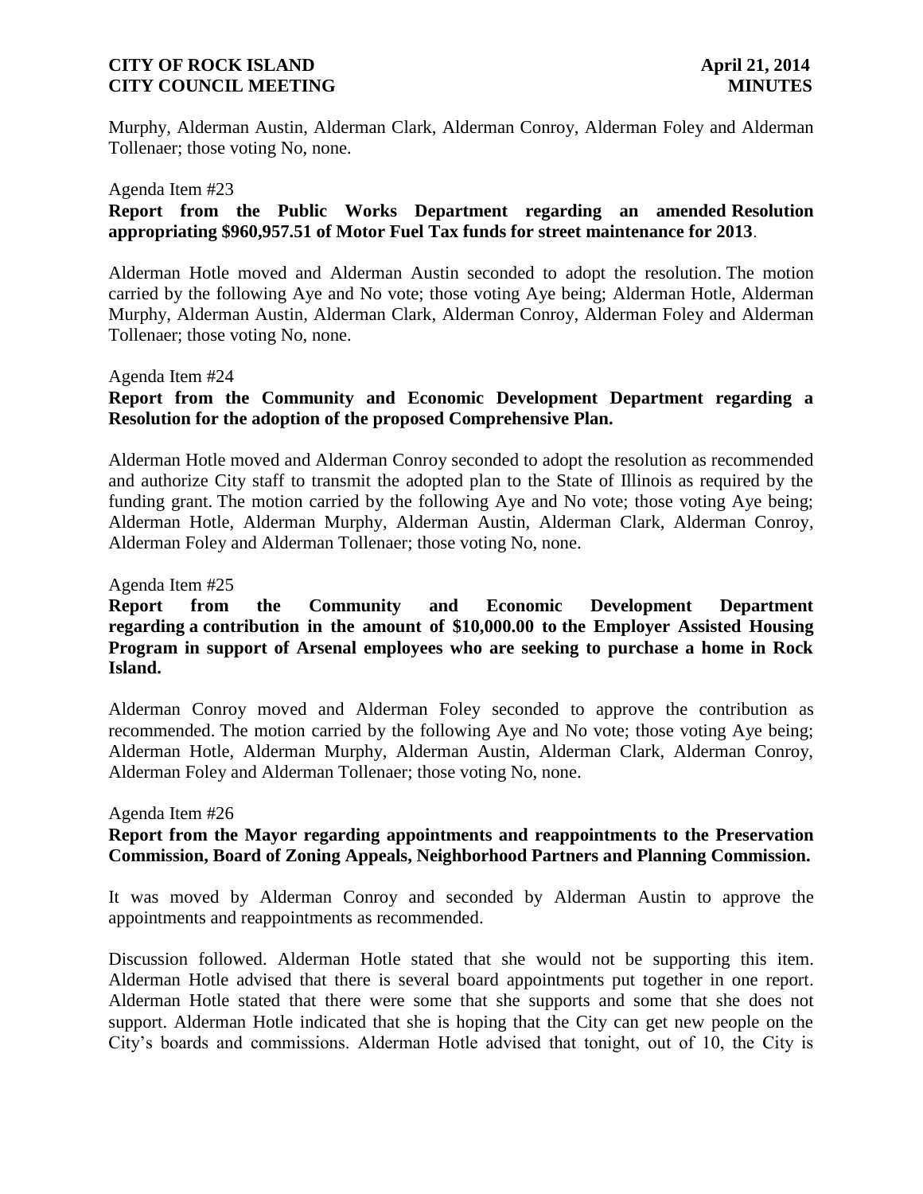Murphy, Alderman Austin, Alderman Clark, Alderman Conroy, Alderman Foley and Alderman Tollenaer; those voting No, none.

Agenda Item #23

**Report from the Public Works Department regarding an amended Resolution appropriating $960,957.51 of Motor Fuel Tax funds for street maintenance for 2013**.

Alderman Hotle moved and Alderman Austin seconded to adopt the resolution. The motion carried by the following Aye and No vote; those voting Aye being; Alderman Hotle, Alderman Murphy, Alderman Austin, Alderman Clark, Alderman Conroy, Alderman Foley and Alderman Tollenaer; those voting No, none.

Agenda Item #24

**Report from the Community and Economic Development Department regarding a Resolution for the adoption of the proposed Comprehensive Plan.**

Alderman Hotle moved and Alderman Conroy seconded to adopt the resolution as recommended and authorize City staff to transmit the adopted plan to the State of Illinois as required by the funding grant. The motion carried by the following Aye and No vote; those voting Aye being; Alderman Hotle, Alderman Murphy, Alderman Austin, Alderman Clark, Alderman Conroy, Alderman Foley and Alderman Tollenaer; those voting No, none.

Agenda Item #25

**Report from the Community and Economic Development Department regarding a contribution in the amount of $10,000.00 to the Employer Assisted Housing Program in support of Arsenal employees who are seeking to purchase a home in Rock Island.**

Alderman Conroy moved and Alderman Foley seconded to approve the contribution as recommended. The motion carried by the following Aye and No vote; those voting Aye being; Alderman Hotle, Alderman Murphy, Alderman Austin, Alderman Clark, Alderman Conroy, Alderman Foley and Alderman Tollenaer; those voting No, none.

Agenda Item #26

**Report from the Mayor regarding appointments and reappointments to the Preservation Commission, Board of Zoning Appeals, Neighborhood Partners and Planning Commission.**

It was moved by Alderman Conroy and seconded by Alderman Austin to approve the appointments and reappointments as recommended.

Discussion followed. Alderman Hotle stated that she would not be supporting this item. Alderman Hotle advised that there is several board appointments put together in one report. Alderman Hotle stated that there were some that she supports and some that she does not support. Alderman Hotle indicated that she is hoping that the City can get new people on the City's boards and commissions. Alderman Hotle advised that tonight, out of 10, the City is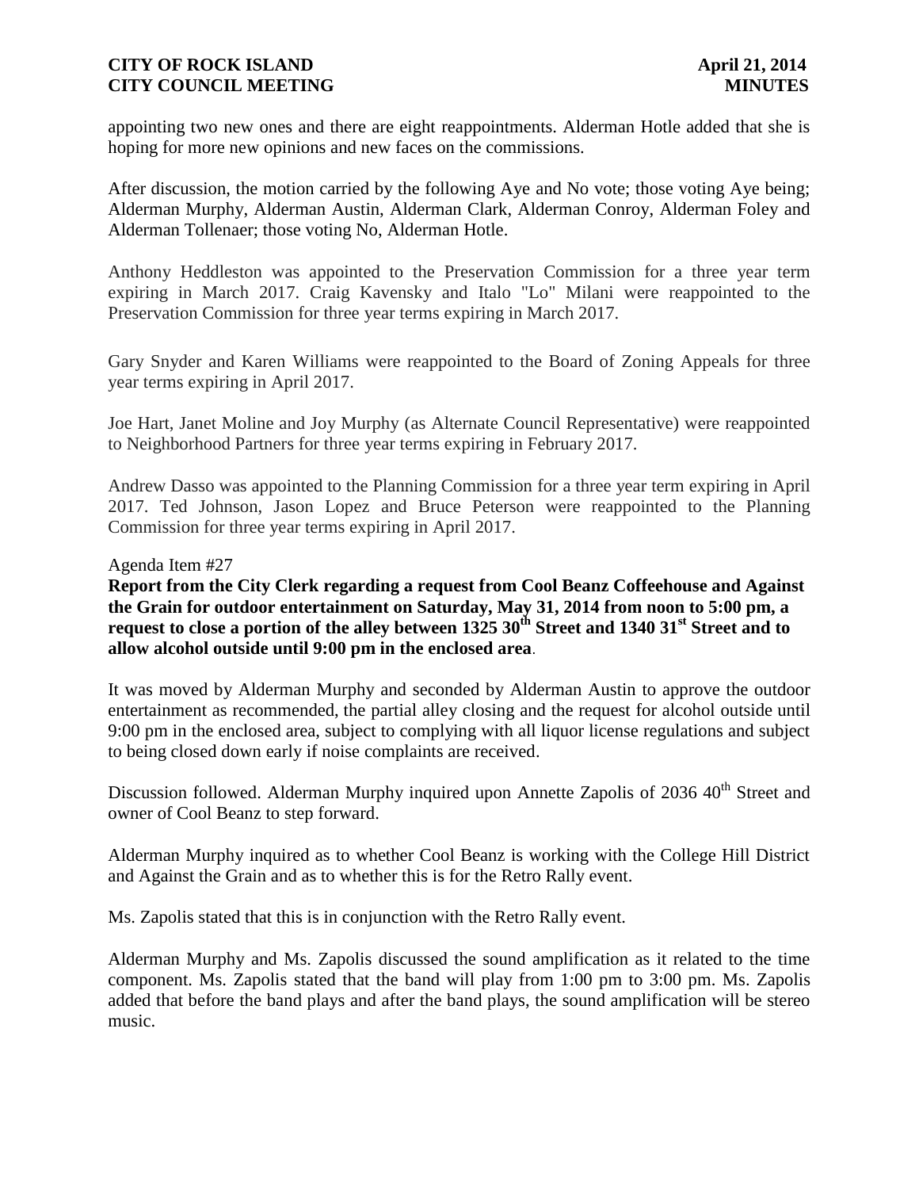appointing two new ones and there are eight reappointments. Alderman Hotle added that she is hoping for more new opinions and new faces on the commissions.

After discussion, the motion carried by the following Aye and No vote; those voting Aye being; Alderman Murphy, Alderman Austin, Alderman Clark, Alderman Conroy, Alderman Foley and Alderman Tollenaer; those voting No, Alderman Hotle.

Anthony Heddleston was appointed to the Preservation Commission for a three year term expiring in March 2017. Craig Kavensky and Italo "Lo" Milani were reappointed to the Preservation Commission for three year terms expiring in March 2017.

Gary Snyder and Karen Williams were reappointed to the Board of Zoning Appeals for three year terms expiring in April 2017.

Joe Hart, Janet Moline and Joy Murphy (as Alternate Council Representative) were reappointed to Neighborhood Partners for three year terms expiring in February 2017.

Andrew Dasso was appointed to the Planning Commission for a three year term expiring in April 2017. Ted Johnson, Jason Lopez and Bruce Peterson were reappointed to the Planning Commission for three year terms expiring in April 2017.

Agenda Item #27

**Report from the City Clerk regarding a request from Cool Beanz Coffeehouse and Against the Grain for outdoor entertainment on Saturday, May 31, 2014 from noon to 5:00 pm, a request to close a portion of the alley between 1325 30th Street and 1340 31st Street and to allow alcohol outside until 9:00 pm in the enclosed area**.

It was moved by Alderman Murphy and seconded by Alderman Austin to approve the outdoor entertainment as recommended, the partial alley closing and the request for alcohol outside until 9:00 pm in the enclosed area, subject to complying with all liquor license regulations and subject to being closed down early if noise complaints are received.

Discussion followed. Alderman Murphy inquired upon Annette Zapolis of 2036 40th Street and owner of Cool Beanz to step forward.

Alderman Murphy inquired as to whether Cool Beanz is working with the College Hill District and Against the Grain and as to whether this is for the Retro Rally event.

Ms. Zapolis stated that this is in conjunction with the Retro Rally event.

Alderman Murphy and Ms. Zapolis discussed the sound amplification as it related to the time component. Ms. Zapolis stated that the band will play from 1:00 pm to 3:00 pm. Ms. Zapolis added that before the band plays and after the band plays, the sound amplification will be stereo music.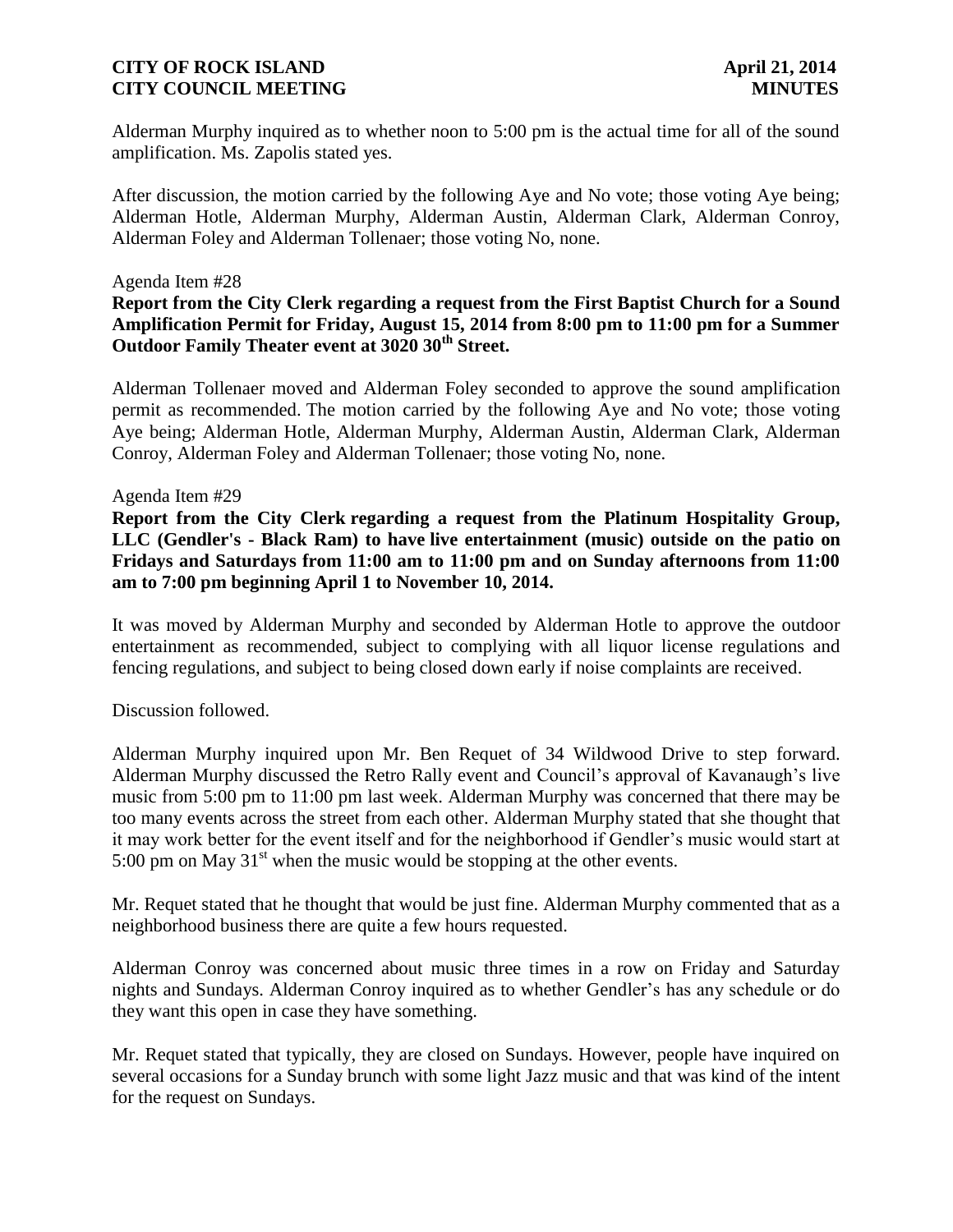Alderman Murphy inquired as to whether noon to 5:00 pm is the actual time for all of the sound amplification. Ms. Zapolis stated yes.

After discussion, the motion carried by the following Aye and No vote; those voting Aye being; Alderman Hotle, Alderman Murphy, Alderman Austin, Alderman Clark, Alderman Conroy, Alderman Foley and Alderman Tollenaer; those voting No, none.

Agenda Item #28

**Report from the City Clerk regarding a request from the First Baptist Church for a Sound Amplification Permit for Friday, August 15, 2014 from 8:00 pm to 11:00 pm for a Summer Outdoor Family Theater event at 3020 30th Street.**

Alderman Tollenaer moved and Alderman Foley seconded to approve the sound amplification permit as recommended. The motion carried by the following Aye and No vote; those voting Aye being; Alderman Hotle, Alderman Murphy, Alderman Austin, Alderman Clark, Alderman Conroy, Alderman Foley and Alderman Tollenaer; those voting No, none.

Agenda Item #29

**Report from the City Clerk regarding a request from the Platinum Hospitality Group, LLC (Gendler's - Black Ram) to have live entertainment (music) outside on the patio on Fridays and Saturdays from 11:00 am to 11:00 pm and on Sunday afternoons from 11:00 am to 7:00 pm beginning April 1 to November 10, 2014.**

It was moved by Alderman Murphy and seconded by Alderman Hotle to approve the outdoor entertainment as recommended, subject to complying with all liquor license regulations and fencing regulations, and subject to being closed down early if noise complaints are received.

Discussion followed.

Alderman Murphy inquired upon Mr. Ben Requet of 34 Wildwood Drive to step forward. Alderman Murphy discussed the Retro Rally event and Council's approval of Kavanaugh's live music from 5:00 pm to 11:00 pm last week. Alderman Murphy was concerned that there may be too many events across the street from each other. Alderman Murphy stated that she thought that it may work better for the event itself and for the neighborhood if Gendler's music would start at 5:00 pm on May 31st when the music would be stopping at the other events.

Mr. Requet stated that he thought that would be just fine. Alderman Murphy commented that as a neighborhood business there are quite a few hours requested.

Alderman Conroy was concerned about music three times in a row on Friday and Saturday nights and Sundays. Alderman Conroy inquired as to whether Gendler's has any schedule or do they want this open in case they have something.

Mr. Requet stated that typically, they are closed on Sundays. However, people have inquired on several occasions for a Sunday brunch with some light Jazz music and that was kind of the intent for the request on Sundays.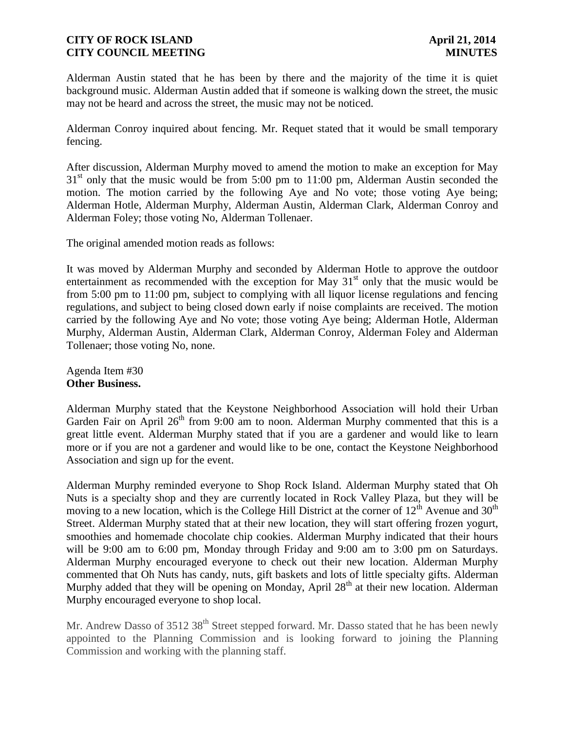Alderman Austin stated that he has been by there and the majority of the time it is quiet background music. Alderman Austin added that if someone is walking down the street, the music may not be heard and across the street, the music may not be noticed.

Alderman Conroy inquired about fencing. Mr. Requet stated that it would be small temporary fencing.

After discussion, Alderman Murphy moved to amend the motion to make an exception for May 31st only that the music would be from 5:00 pm to 11:00 pm, Alderman Austin seconded the motion. The motion carried by the following Aye and No vote; those voting Aye being; Alderman Hotle, Alderman Murphy, Alderman Austin, Alderman Clark, Alderman Conroy and Alderman Foley; those voting No, Alderman Tollenaer.

The original amended motion reads as follows:

It was moved by Alderman Murphy and seconded by Alderman Hotle to approve the outdoor entertainment as recommended with the exception for May 31st only that the music would be from 5:00 pm to 11:00 pm, subject to complying with all liquor license regulations and fencing regulations, and subject to being closed down early if noise complaints are received. The motion carried by the following Aye and No vote; those voting Aye being; Alderman Hotle, Alderman Murphy, Alderman Austin, Alderman Clark, Alderman Conroy, Alderman Foley and Alderman Tollenaer; those voting No, none.

Agenda Item #30
**Other Business.**

Alderman Murphy stated that the Keystone Neighborhood Association will hold their Urban Garden Fair on April 26th from 9:00 am to noon. Alderman Murphy commented that this is a great little event. Alderman Murphy stated that if you are a gardener and would like to learn more or if you are not a gardener and would like to be one, contact the Keystone Neighborhood Association and sign up for the event.

Alderman Murphy reminded everyone to Shop Rock Island. Alderman Murphy stated that Oh Nuts is a specialty shop and they are currently located in Rock Valley Plaza, but they will be moving to a new location, which is the College Hill District at the corner of 12th Avenue and 30th Street. Alderman Murphy stated that at their new location, they will start offering frozen yogurt, smoothies and homemade chocolate chip cookies. Alderman Murphy indicated that their hours will be 9:00 am to 6:00 pm, Monday through Friday and 9:00 am to 3:00 pm on Saturdays. Alderman Murphy encouraged everyone to check out their new location. Alderman Murphy commented that Oh Nuts has candy, nuts, gift baskets and lots of little specialty gifts. Alderman Murphy added that they will be opening on Monday, April 28th at their new location. Alderman Murphy encouraged everyone to shop local.

Mr. Andrew Dasso of 3512 38th Street stepped forward. Mr. Dasso stated that he has been newly appointed to the Planning Commission and is looking forward to joining the Planning Commission and working with the planning staff.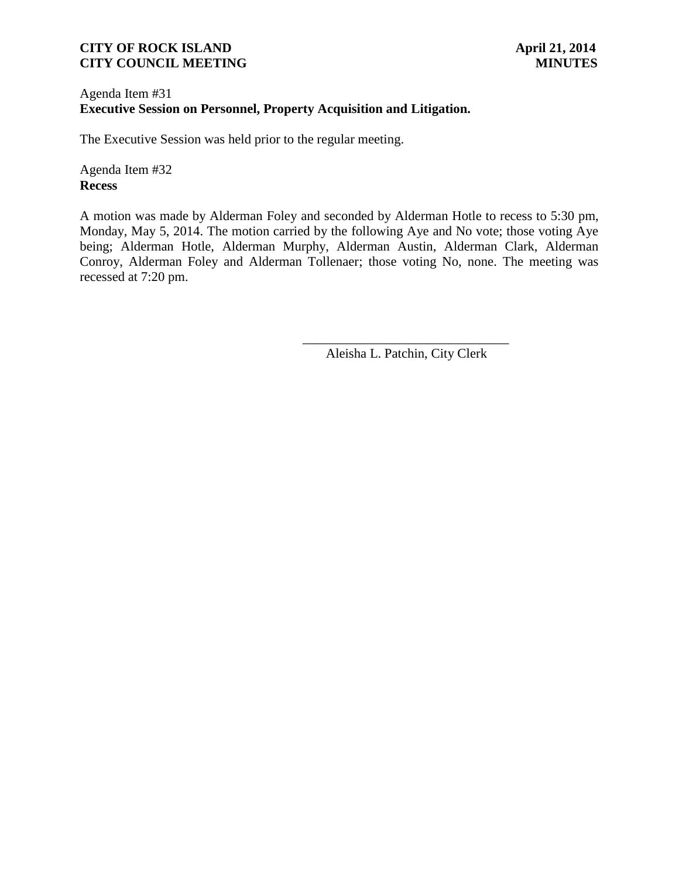Agenda Item #31
**Executive Session on Personnel, Property Acquisition and Litigation.**

The Executive Session was held prior to the regular meeting.

Agenda Item #32
**Recess**

A motion was made by Alderman Foley and seconded by Alderman Hotle to recess to 5:30 pm, Monday, May 5, 2014. The motion carried by the following Aye and No vote; those voting Aye being; Alderman Hotle, Alderman Murphy, Alderman Austin, Alderman Clark, Alderman Conroy, Alderman Foley and Alderman Tollenaer; those voting No, none. The meeting was recessed at 7:20 pm.

\_\_\_\_\_\_\_\_\_\_\_\_\_\_\_\_\_\_\_\_\_\_\_\_\_\_\_\_\_\_\_

Aleisha L. Patchin, City Clerk